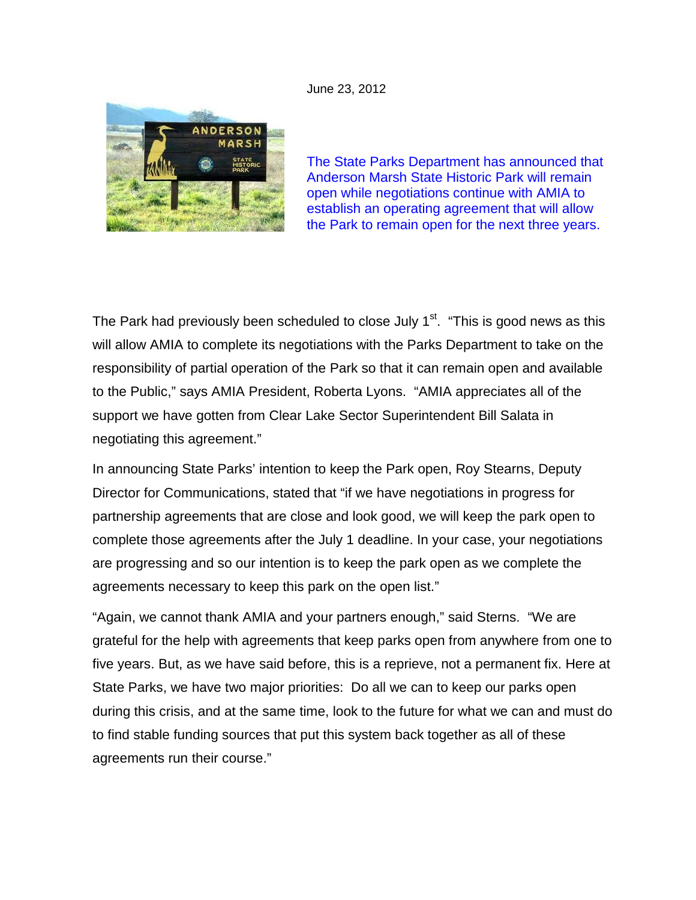June 23, 2012

The State Parks Department has announced that Anderson Marsh State Historic Park will remain open while negotiations continue with AMIA to establish an operating agreement that will allow the Park to remain open for the next three years.

The Park had previously been scheduled to close July 1st. "This is good news as this will allow AMIA to complete its negotiations with the Parks Department to take on the responsibility of partial operation of the Park so that it can remain open and available to the Public," says AMIA President, Roberta Lyons. "AMIA appreciates all of the support we have gotten from Clear Lake Sector Superintendent Bill Salata in negotiating this agreement."

In announcing State Parks' intention to keep the Park open, Roy Stearns, Deputy Director for Communications, stated that "if we have negotiations in progress for partnership agreements that are close and look good, we will keep the park open to complete those agreements after the July 1 deadline. In your case, your negotiations are progressing and so our intention is to keep the park open as we complete the agreements necessary to keep this park on the open list."

"Again, we cannot thank AMIA and your partners enough," said Sterns. "We are grateful for the help with agreements that keep parks open from anywhere from one to five years. But, as we have said before, this is a reprieve, not a permanent fix. Here at State Parks, we have two major priorities: Do all we can to keep our parks open during this crisis, and at the same time, look to the future for what we can and must do to find stable funding sources that put this system back together as all of these agreements run their course."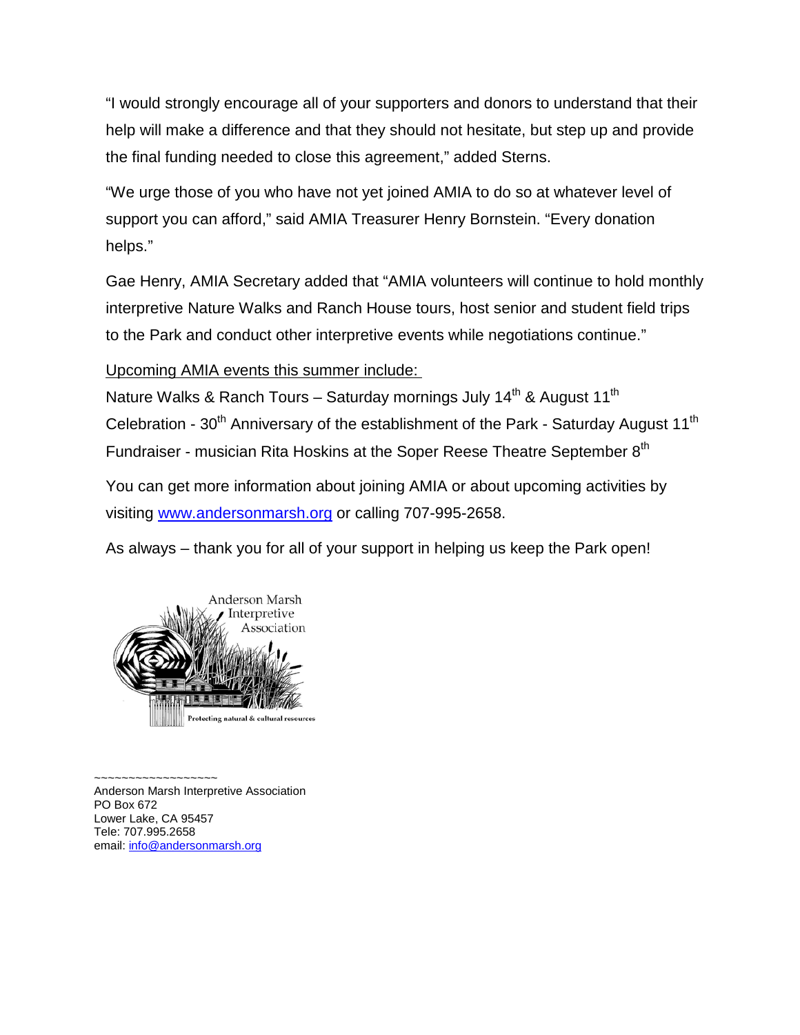"I would strongly encourage all of your supporters and donors to understand that their help will make a difference and that they should not hesitate, but step up and provide the final funding needed to close this agreement," added Sterns.

"We urge those of you who have not yet joined AMIA to do so at whatever level of support you can afford," said AMIA Treasurer Henry Bornstein. "Every donation helps."

Gae Henry, AMIA Secretary added that "AMIA volunteers will continue to hold monthly interpretive Nature Walks and Ranch House tours, host senior and student field trips to the Park and conduct other interpretive events while negotiations continue."

Upcoming AMIA events this summer include:

Nature Walks & Ranch Tours – Saturday mornings July 14th & August 11th
Celebration - 30th Anniversary of the establishment of the Park - Saturday August 11th
Fundraiser - musician Rita Hoskins at the Soper Reese Theatre September 8th

You can get more information about joining AMIA or about upcoming activities by visiting www.andersonmarsh.org or calling 707-995-2658.

As always – thank you for all of your support in helping us keep the Park open!

Anderson Marsh Interpretive Association
Protecting natural & cultural resources

~~~~~~~~~~~~~~~~~~
Anderson Marsh Interpretive Association
PO Box 672
Lower Lake, CA 95457
Tele: 707.995.2658
email: info@andersonmarsh.org